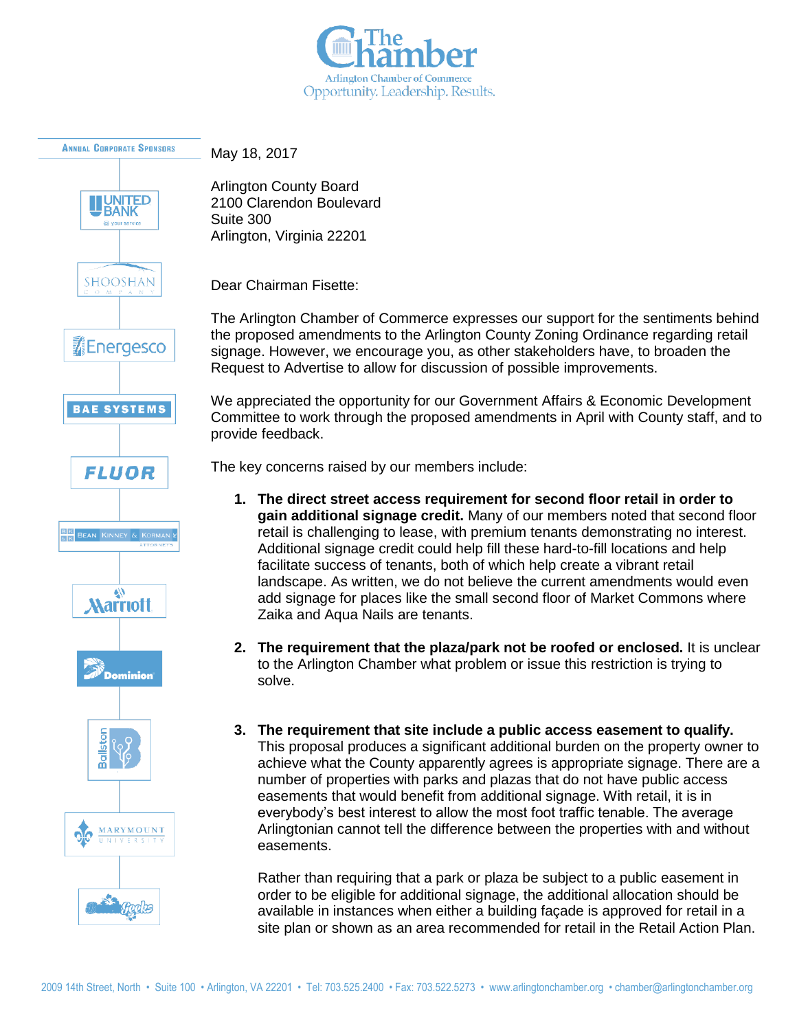**The Chamber**
Arlington Chamber of Commerce
Opportunity. Leadership. Results.

ANNUAL CORPORATE SPONSORS

United Bank · Shooshan Company · Energesco · BAE Systems · Fluor · Bean Kinney & Korman Attorneys · Marriott · Dominion · Ballston · Marymount University · Baked Goods

May 18, 2017

Arlington County Board
2100 Clarendon Boulevard
Suite 300
Arlington, Virginia 22201

Dear Chairman Fisette:

The Arlington Chamber of Commerce expresses our support for the sentiments behind the proposed amendments to the Arlington County Zoning Ordinance regarding retail signage. However, we encourage you, as other stakeholders have, to broaden the Request to Advertise to allow for discussion of possible improvements.

We appreciated the opportunity for our Government Affairs & Economic Development Committee to work through the proposed amendments in April with County staff, and to provide feedback.

The key concerns raised by our members include:

1. **The direct street access requirement for second floor retail in order to gain additional signage credit.** Many of our members noted that second floor retail is challenging to lease, with premium tenants demonstrating no interest. Additional signage credit could help fill these hard-to-fill locations and help facilitate success of tenants, both of which help create a vibrant retail landscape. As written, we do not believe the current amendments would even add signage for places like the small second floor of Market Commons where Zaika and Aqua Nails are tenants.

2. **The requirement that the plaza/park not be roofed or enclosed.** It is unclear to the Arlington Chamber what problem or issue this restriction is trying to solve.

3. **The requirement that site include a public access easement to qualify.** This proposal produces a significant additional burden on the property owner to achieve what the County apparently agrees is appropriate signage. There are a number of properties with parks and plazas that do not have public access easements that would benefit from additional signage. With retail, it is in everybody's best interest to allow the most foot traffic tenable. The average Arlingtonian cannot tell the difference between the properties with and without easements.

   Rather than requiring that a park or plaza be subject to a public easement in order to be eligible for additional signage, the additional allocation should be available in instances when either a building façade is approved for retail in a site plan or shown as an area recommended for retail in the Retail Action Plan.

2009 14th Street, North • Suite 100 • Arlington, VA 22201 • Tel: 703.525.2400 • Fax: 703.522.5273 • www.arlingtonchamber.org • chamber@arlingtonchamber.org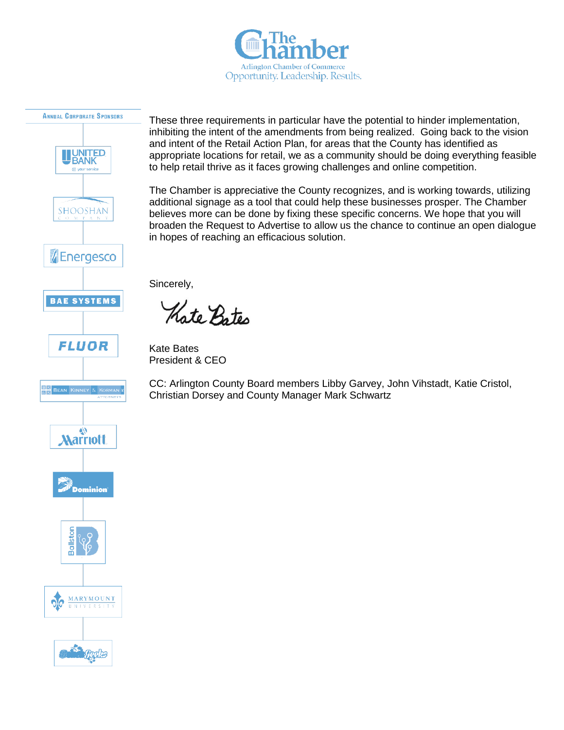The Chamber
Arlington Chamber of Commerce
Opportunity. Leadership. Results.

ANNUAL CORPORATE SPONSORS

UNITED BANK

SHOOSHAN COMPANY

Energesco

BAE SYSTEMS

FLUOR

BEAN KINNEY & KORMAN ATTORNEYS

Marriott

Dominion

Ballston

MARYMOUNT UNIVERSITY

These three requirements in particular have the potential to hinder implementation, inhibiting the intent of the amendments from being realized. Going back to the vision and intent of the Retail Action Plan, for areas that the County has identified as appropriate locations for retail, we as a community should be doing everything feasible to help retail thrive as it faces growing challenges and online competition.

The Chamber is appreciative the County recognizes, and is working towards, utilizing additional signage as a tool that could help these businesses prosper. The Chamber believes more can be done by fixing these specific concerns. We hope that you will broaden the Request to Advertise to allow us the chance to continue an open dialogue in hopes of reaching an efficacious solution.

Sincerely,

Kate Bates

Kate Bates
President & CEO

CC: Arlington County Board members Libby Garvey, John Vihstadt, Katie Cristol, Christian Dorsey and County Manager Mark Schwartz